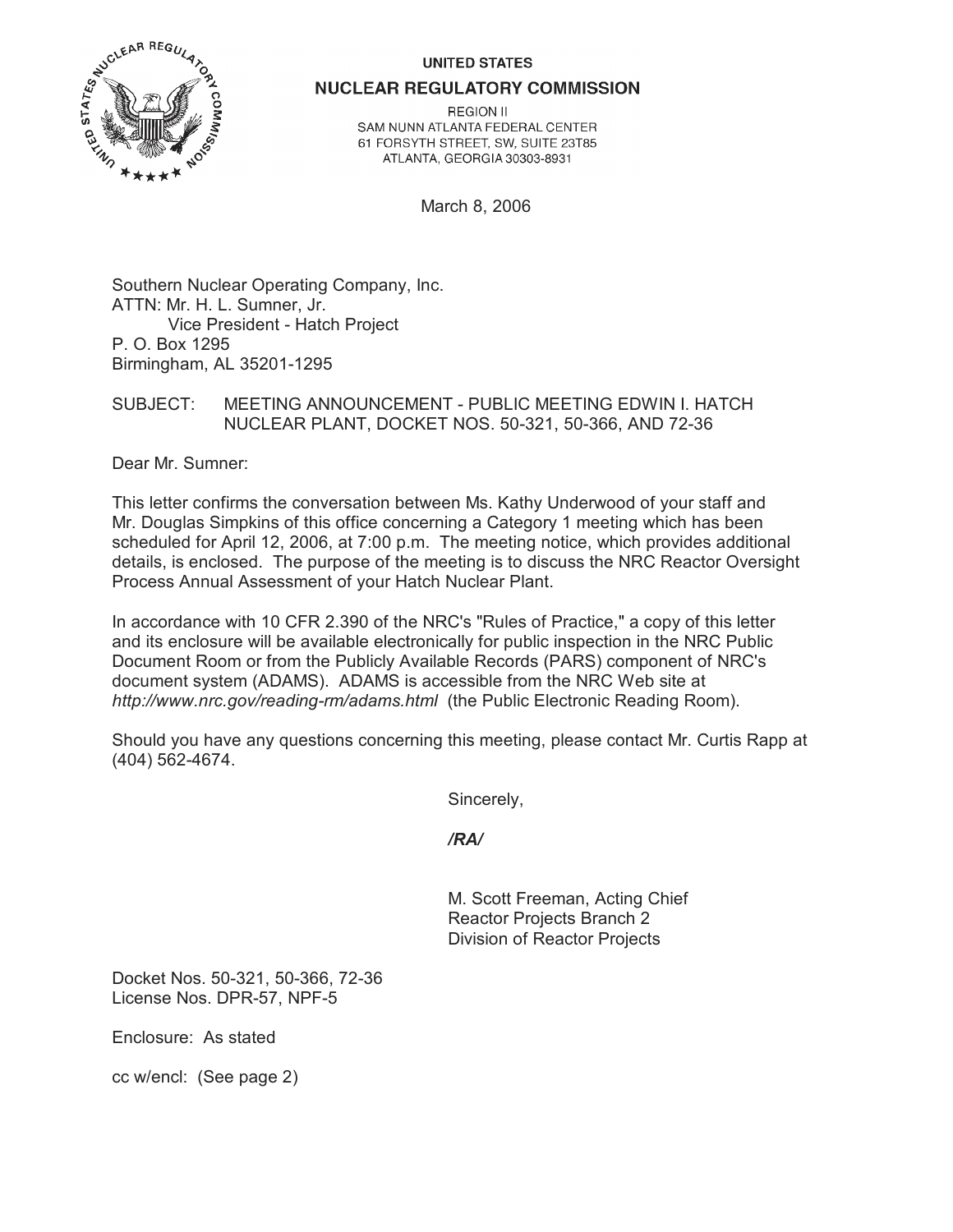UNITED STATES

**NUCLEAR REGULATORY COMMISSION**

REGION II
SAM NUNN ATLANTA FEDERAL CENTER
61 FORSYTH STREET, SW, SUITE 23T85
ATLANTA, GEORGIA 30303-8931

March 8, 2006

Southern Nuclear Operating Company, Inc.
ATTN: Mr. H. L. Sumner, Jr.
Vice President - Hatch Project
P. O. Box 1295
Birmingham, AL 35201-1295

SUBJECT: MEETING ANNOUNCEMENT - PUBLIC MEETING EDWIN I. HATCH NUCLEAR PLANT, DOCKET NOS. 50-321, 50-366, AND 72-36

Dear Mr. Sumner:

This letter confirms the conversation between Ms. Kathy Underwood of your staff and Mr. Douglas Simpkins of this office concerning a Category 1 meeting which has been scheduled for April 12, 2006, at 7:00 p.m. The meeting notice, which provides additional details, is enclosed. The purpose of the meeting is to discuss the NRC Reactor Oversight Process Annual Assessment of your Hatch Nuclear Plant.

In accordance with 10 CFR 2.390 of the NRC's "Rules of Practice," a copy of this letter and its enclosure will be available electronically for public inspection in the NRC Public Document Room or from the Publicly Available Records (PARS) component of NRC's document system (ADAMS). ADAMS is accessible from the NRC Web site at *http://www.nrc.gov/reading-rm/adams.html* (the Public Electronic Reading Room).

Should you have any questions concerning this meeting, please contact Mr. Curtis Rapp at (404) 562-4674.

Sincerely,

***/RA/***

M. Scott Freeman, Acting Chief
Reactor Projects Branch 2
Division of Reactor Projects

Docket Nos. 50-321, 50-366, 72-36
License Nos. DPR-57, NPF-5

Enclosure: As stated

cc w/encl: (See page 2)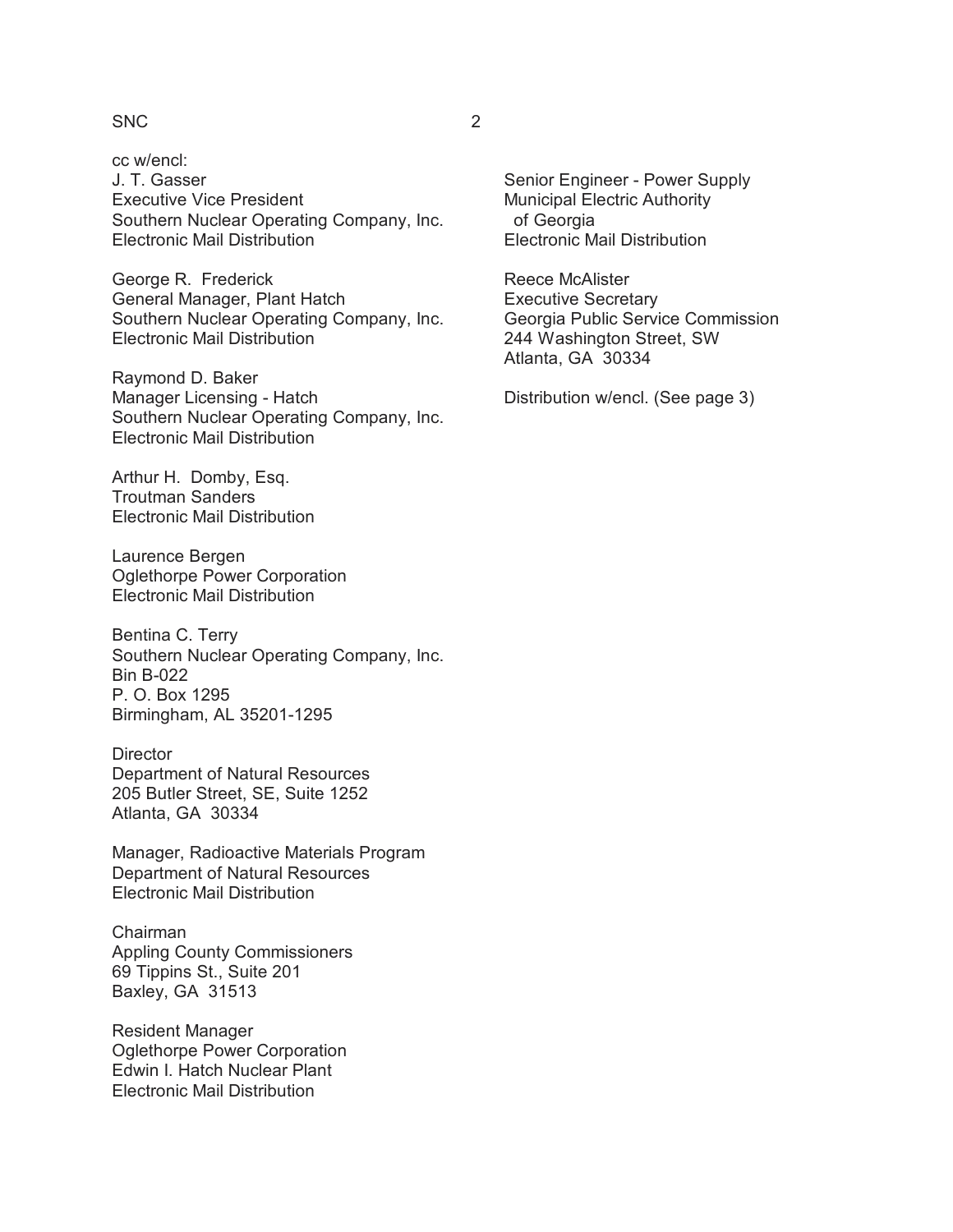cc w/encl:
J. T. Gasser
Executive Vice President
Southern Nuclear Operating Company, Inc.
Electronic Mail Distribution

George R. Frederick
General Manager, Plant Hatch
Southern Nuclear Operating Company, Inc.
Electronic Mail Distribution

Raymond D. Baker
Manager Licensing - Hatch
Southern Nuclear Operating Company, Inc.
Electronic Mail Distribution

Arthur H. Domby, Esq.
Troutman Sanders
Electronic Mail Distribution

Laurence Bergen
Oglethorpe Power Corporation
Electronic Mail Distribution

Bentina C. Terry
Southern Nuclear Operating Company, Inc.
Bin B-022
P. O. Box 1295
Birmingham, AL 35201-1295

Director
Department of Natural Resources
205 Butler Street, SE, Suite 1252
Atlanta, GA 30334

Manager, Radioactive Materials Program
Department of Natural Resources
Electronic Mail Distribution

Chairman
Appling County Commissioners
69 Tippins St., Suite 201
Baxley, GA 31513

Resident Manager
Oglethorpe Power Corporation
Edwin I. Hatch Nuclear Plant
Electronic Mail Distribution

Senior Engineer - Power Supply
Municipal Electric Authority
of Georgia
Electronic Mail Distribution

Reece McAlister
Executive Secretary
Georgia Public Service Commission
244 Washington Street, SW
Atlanta, GA 30334

Distribution w/encl. (See page 3)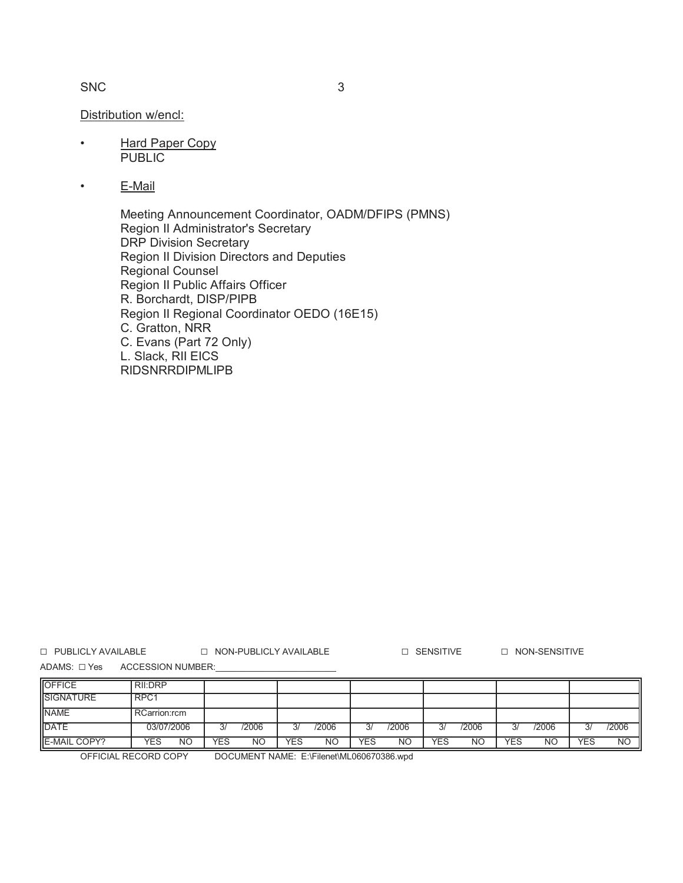Distribution w/encl:

- Hard Paper Copy
  PUBLIC

- E-Mail

  Meeting Announcement Coordinator, OADM/DFIPS (PMNS)
  Region II Administrator's Secretary
  DRP Division Secretary
  Region II Division Directors and Deputies
  Regional Counsel
  Region II Public Affairs Officer
  R. Borchardt, DISP/PIPB
  Region II Regional Coordinator OEDO (16E15)
  C. Gratton, NRR
  C. Evans (Part 72 Only)
  L. Slack, RII EICS
  RIDSNRRDIPMLIPB

☐ PUBLICLY AVAILABLE ☐ NON-PUBLICLY AVAILABLE ☐ SENSITIVE ☐ NON-SENSITIVE

ADAMS: ☐ Yes ACCESSION NUMBER:_______________

| OFFICE | RII:DRP | | | | | | |
|---|---|---|---|---|---|---|---|
| SIGNATURE | RPC1 | | | | | | |
| NAME | RCarrion:rcm | | | | | | |
| DATE | 03/07/2006 | 3/ /2006 | 3/ /2006 | 3/ /2006 | 3/ /2006 | 3/ /2006 | 3/ /2006 |
| E-MAIL COPY? | YES NO | YES NO | YES NO | YES NO | YES NO | YES NO | YES NO |

OFFICIAL RECORD COPY DOCUMENT NAME: E:\Filenet\ML060670386.wpd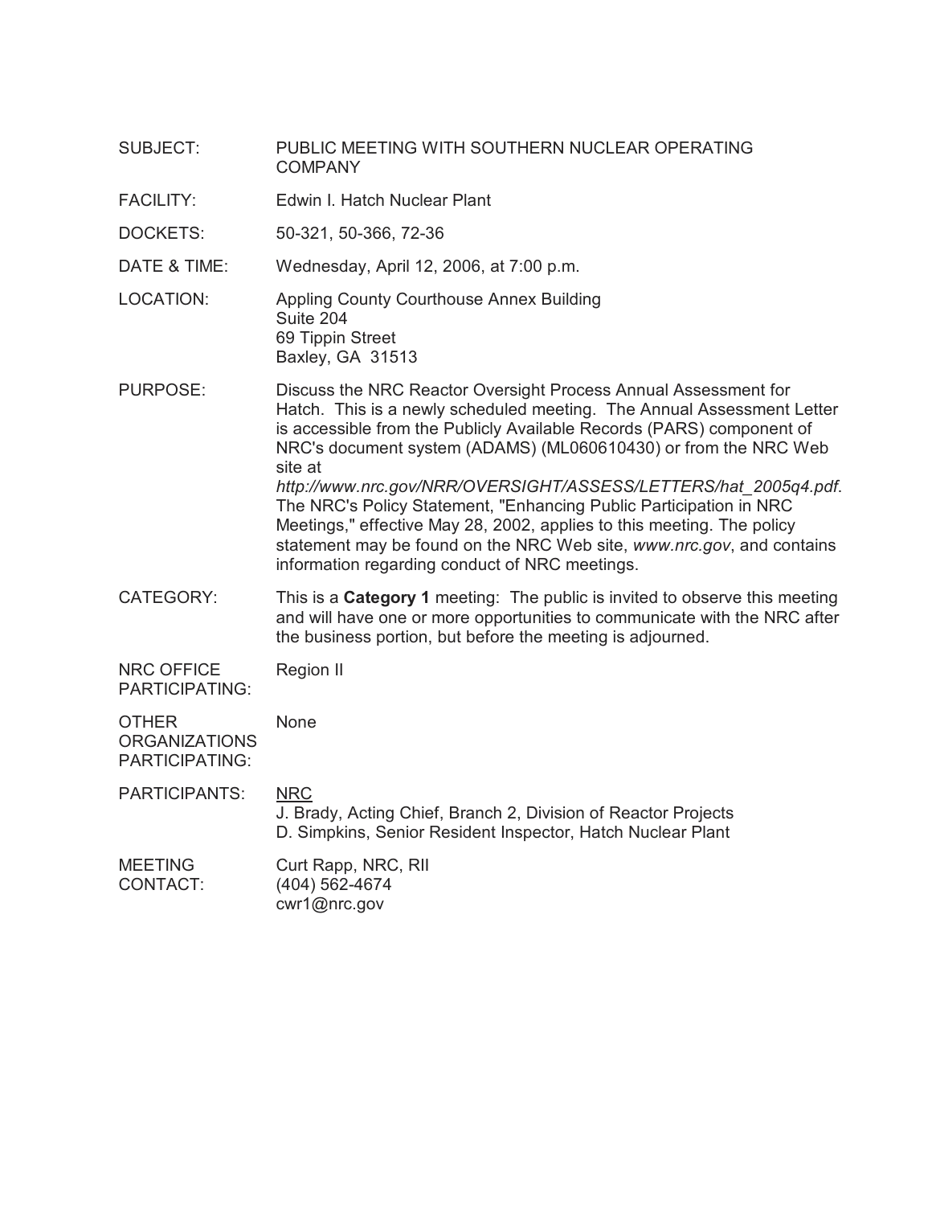| | |
|---|---|
| SUBJECT: | PUBLIC MEETING WITH SOUTHERN NUCLEAR OPERATING COMPANY |
| FACILITY: | Edwin I. Hatch Nuclear Plant |
| DOCKETS: | 50-321, 50-366, 72-36 |
| DATE & TIME: | Wednesday, April 12, 2006, at 7:00 p.m. |
| LOCATION: | Appling County Courthouse Annex Building<br>Suite 204<br>69 Tippin Street<br>Baxley, GA 31513 |
| PURPOSE: | Discuss the NRC Reactor Oversight Process Annual Assessment for Hatch. This is a newly scheduled meeting. The Annual Assessment Letter is accessible from the Publicly Available Records (PARS) component of NRC's document system (ADAMS) (ML060610430) or from the NRC Web site at *http://www.nrc.gov/NRR/OVERSIGHT/ASSESS/LETTERS/hat_2005q4.pdf*. The NRC's Policy Statement, "Enhancing Public Participation in NRC Meetings," effective May 28, 2002, applies to this meeting. The policy statement may be found on the NRC Web site, *www.nrc.gov*, and contains information regarding conduct of NRC meetings. |
| CATEGORY: | This is a **Category 1** meeting: The public is invited to observe this meeting and will have one or more opportunities to communicate with the NRC after the business portion, but before the meeting is adjourned. |
| NRC OFFICE PARTICIPATING: | Region II |
| OTHER ORGANIZATIONS PARTICIPATING: | None |
| PARTICIPANTS: | NRC<br>J. Brady, Acting Chief, Branch 2, Division of Reactor Projects<br>D. Simpkins, Senior Resident Inspector, Hatch Nuclear Plant |
| MEETING CONTACT: | Curt Rapp, NRC, RII<br>(404) 562-4674<br>cwr1@nrc.gov |